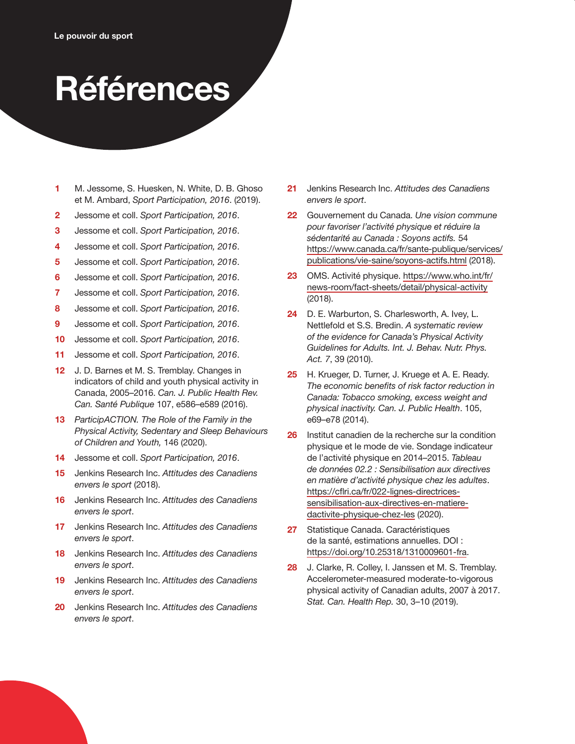# Références

1. M. Jessome, S. Huesken, N. White, D. B. Ghoso et M. Ambard, *Sport Participation, 2016*. (2019).
2. Jessome et coll. *Sport Participation, 2016*.
3. Jessome et coll. *Sport Participation, 2016*.
4. Jessome et coll. *Sport Participation, 2016*.
5. Jessome et coll. *Sport Participation, 2016*.
6. Jessome et coll. *Sport Participation, 2016*.
7. Jessome et coll. *Sport Participation, 2016*.
8. Jessome et coll. *Sport Participation, 2016*.
9. Jessome et coll. *Sport Participation, 2016*.
10. Jessome et coll. *Sport Participation, 2016*.
11. Jessome et coll. *Sport Participation, 2016*.
12. J. D. Barnes et M. S. Tremblay. Changes in indicators of child and youth physical activity in Canada, 2005–2016. *Can. J. Public Health Rev. Can. Santé Publique* 107, e586–e589 (2016).
13. *ParticipACTION. The Role of the Family in the Physical Activity, Sedentary and Sleep Behaviours of Children and Youth,* 146 (2020).
14. Jessome et coll. *Sport Participation, 2016*.
15. Jenkins Research Inc. *Attitudes des Canadiens envers le sport* (2018).
16. Jenkins Research Inc. *Attitudes des Canadiens envers le sport*.
17. Jenkins Research Inc. *Attitudes des Canadiens envers le sport*.
18. Jenkins Research Inc. *Attitudes des Canadiens envers le sport*.
19. Jenkins Research Inc. *Attitudes des Canadiens envers le sport*.
20. Jenkins Research Inc. *Attitudes des Canadiens envers le sport*.
21. Jenkins Research Inc. *Attitudes des Canadiens envers le sport*.
22. Gouvernement du Canada. *Une vision commune pour favoriser l'activité physique et réduire la sédentarité au Canada : Soyons actifs.* 54 https://www.canada.ca/fr/sante-publique/services/publications/vie-saine/soyons-actifs.html (2018).
23. OMS. Activité physique. https://www.who.int/fr/news-room/fact-sheets/detail/physical-activity (2018).
24. D. E. Warburton, S. Charlesworth, A. Ivey, L. Nettlefold et S.S. Bredin. *A systematic review of the evidence for Canada's Physical Activity Guidelines for Adults. Int. J. Behav. Nutr. Phys. Act. 7*, 39 (2010).
25. H. Krueger, D. Turner, J. Kruege et A. E. Ready. *The economic benefits of risk factor reduction in Canada: Tobacco smoking, excess weight and physical inactivity. Can. J. Public Health*. 105, e69–e78 (2014).
26. Institut canadien de la recherche sur la condition physique et le mode de vie. Sondage indicateur de l'activité physique en 2014–2015. *Tableau de données 02.2 : Sensibilisation aux directives en matière d'activité physique chez les adultes*. https://cflri.ca/fr/022-lignes-directrices-sensibilisation-aux-directives-en-matiere-dactivite-physique-chez-les (2020).
27. Statistique Canada. Caractéristiques de la santé, estimations annuelles. DOI : https://doi.org/10.25318/1310009601-fra.
28. J. Clarke, R. Colley, I. Janssen et M. S. Tremblay. Accelerometer-measured moderate-to-vigorous physical activity of Canadian adults, 2007 à 2017. *Stat. Can. Health Rep.* 30, 3–10 (2019).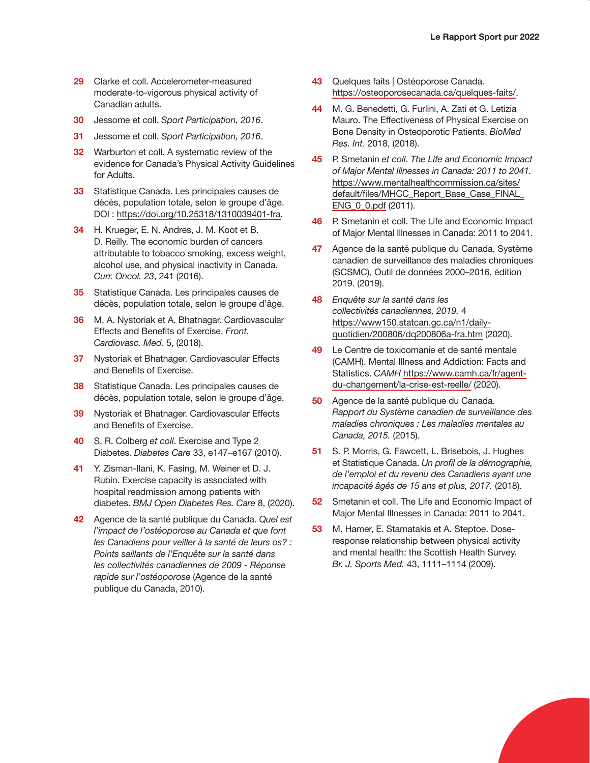29 Clarke et coll. Accelerometer-measured moderate-to-vigorous physical activity of Canadian adults.

30 Jessome et coll. *Sport Participation, 2016*.

31 Jessome et coll. *Sport Participation, 2016*.

32 Warburton et coll. A systematic review of the evidence for Canada's Physical Activity Guidelines for Adults.

33 Statistique Canada. Les principales causes de décès, population totale, selon le groupe d'âge. DOI : https://doi.org/10.25318/1310039401-fra.

34 H. Krueger, E. N. Andres, J. M. Koot et B. D. Reilly. The economic burden of cancers attributable to tobacco smoking, excess weight, alcohol use, and physical inactivity in Canada. *Curr. Oncol. 23*, 241 (2016).

35 Statistique Canada. Les principales causes de décès, population totale, selon le groupe d'âge.

36 M. A. Nystoriak et A. Bhatnagar. Cardiovascular Effects and Benefits of Exercise. *Front. Cardiovasc. Med.* 5, (2018).

37 Nystoriak et Bhatnager. Cardiovascular Effects and Benefits of Exercise.

38 Statistique Canada. Les principales causes de décès, population totale, selon le groupe d'âge.

39 Nystoriak et Bhatnager. Cardiovascular Effects and Benefits of Exercise.

40 S. R. Colberg *et coll*. Exercise and Type 2 Diabetes. *Diabetes Care* 33, e147–e167 (2010).

41 Y. Zisman-Ilani, K. Fasing, M. Weiner et D. J. Rubin. Exercise capacity is associated with hospital readmission among patients with diabetes. *BMJ Open Diabetes Res. Care* 8, (2020).

42 Agence de la santé publique du Canada. *Quel est l'impact de l'ostéoporose au Canada et que font les Canadiens pour veiller à la santé de leurs os? : Points saillants de l'Enquête sur la santé dans les collectivités canadiennes de 2009 - Réponse rapide sur l'ostéoporose* (Agence de la santé publique du Canada, 2010).

43 Quelques faits | Ostéoporose Canada. https://osteoporosecanada.ca/quelques-faits/.

44 M. G. Benedetti, G. Furlini, A. Zati et G. Letizia Mauro. The Effectiveness of Physical Exercise on Bone Density in Osteoporotic Patients. *BioMed Res. Int.* 2018, (2018).

45 P. Smetanin *et coll*. *The Life and Economic Impact of Major Mental Illnesses in Canada: 2011 to 2041.* https://www.mentalhealthcommission.ca/sites/default/files/MHCC_Report_Base_Case_FINAL_ENG_0_0.pdf (2011).

46 P. Smetanin et coll. The Life and Economic Impact of Major Mental Illnesses in Canada: 2011 to 2041.

47 Agence de la santé publique du Canada. Système canadien de surveillance des maladies chroniques (SCSMC), Outil de données 2000–2016, édition 2019. (2019).

48 *Enquête sur la santé dans les collectivités canadiennes, 2019.* 4 https://www150.statcan.gc.ca/n1/daily-quotidien/200806/dq200806a-fra.htm (2020).

49 Le Centre de toxicomanie et de santé mentale (CAMH). Mental Illness and Addiction: Facts and Statistics. *CAMH* https://www.camh.ca/fr/agent-du-changement/la-crise-est-reelle/ (2020).

50 Agence de la santé publique du Canada. *Rapport du Système canadien de surveillance des maladies chroniques : Les maladies mentales au Canada, 2015.* (2015).

51 S. P. Morris, G. Fawcett, L. Brisebois, J. Hughes et Statistique Canada. *Un profil de la démographie, de l'emploi et du revenu des Canadiens ayant une incapacité âgés de 15 ans et plus, 2017.* (2018).

52 Smetanin et coll. The Life and Economic Impact of Major Mental Illnesses in Canada: 2011 to 2041.

53 M. Hamer, E. Stamatakis et A. Steptoe. Dose-response relationship between physical activity and mental health: the Scottish Health Survey. *Br. J. Sports Med.* 43, 1111–1114 (2009).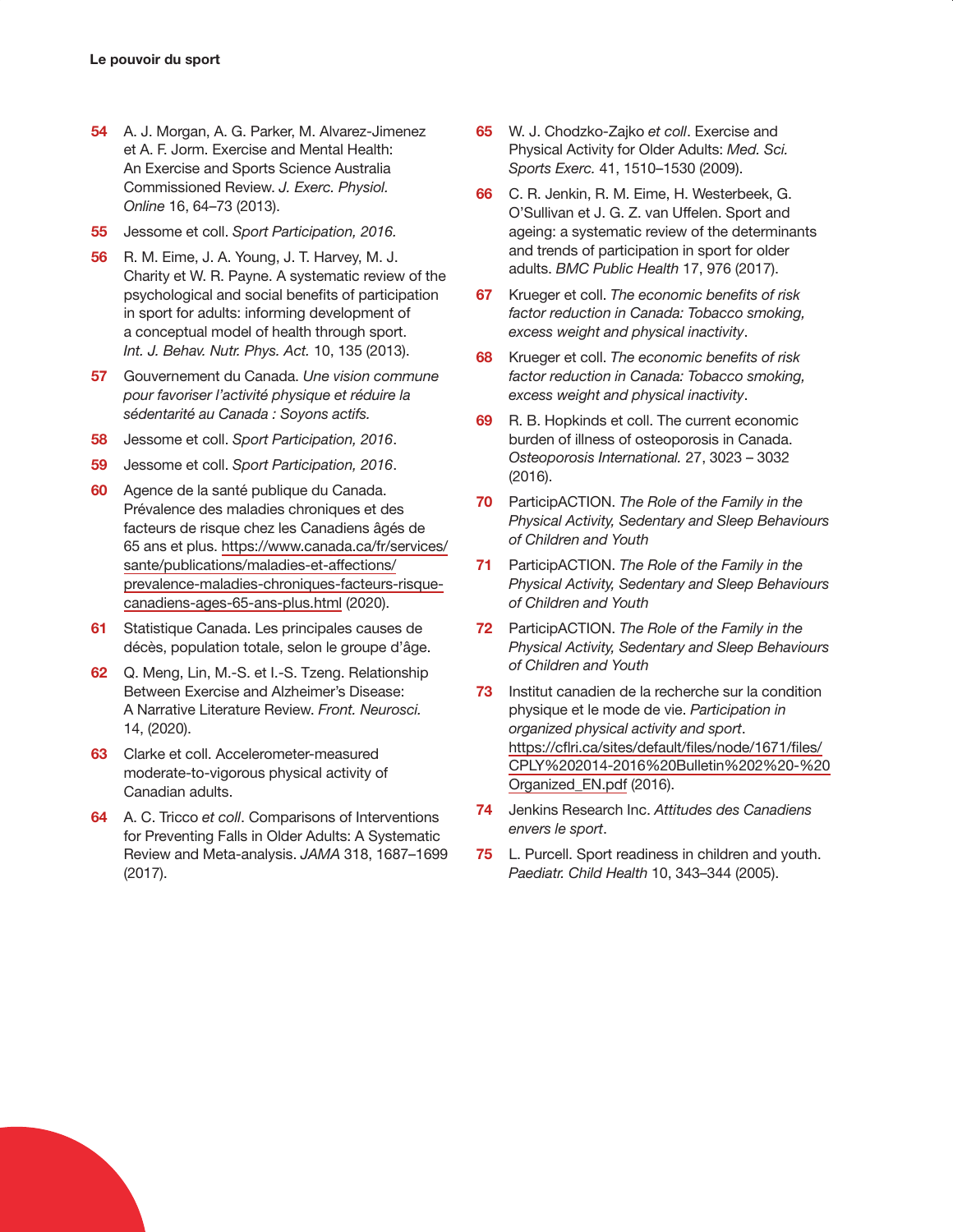54. A. J. Morgan, A. G. Parker, M. Alvarez-Jimenez et A. F. Jorm. Exercise and Mental Health: An Exercise and Sports Science Australia Commissioned Review. *J. Exerc. Physiol. Online* 16, 64–73 (2013).
55. Jessome et coll. *Sport Participation, 2016.*
56. R. M. Eime, J. A. Young, J. T. Harvey, M. J. Charity et W. R. Payne. A systematic review of the psychological and social benefits of participation in sport for adults: informing development of a conceptual model of health through sport. *Int. J. Behav. Nutr. Phys. Act.* 10, 135 (2013).
57. Gouvernement du Canada. *Une vision commune pour favoriser l'activité physique et réduire la sédentarité au Canada : Soyons actifs.*
58. Jessome et coll. *Sport Participation, 2016*.
59. Jessome et coll. *Sport Participation, 2016*.
60. Agence de la santé publique du Canada. Prévalence des maladies chroniques et des facteurs de risque chez les Canadiens âgés de 65 ans et plus. https://www.canada.ca/fr/services/sante/publications/maladies-et-affections/prevalence-maladies-chroniques-facteurs-risque-canadiens-ages-65-ans-plus.html (2020).
61. Statistique Canada. Les principales causes de décès, population totale, selon le groupe d'âge.
62. Q. Meng, Lin, M.-S. et I.-S. Tzeng. Relationship Between Exercise and Alzheimer's Disease: A Narrative Literature Review. *Front. Neurosci.* 14, (2020).
63. Clarke et coll. Accelerometer-measured moderate-to-vigorous physical activity of Canadian adults.
64. A. C. Tricco *et coll*. Comparisons of Interventions for Preventing Falls in Older Adults: A Systematic Review and Meta-analysis. *JAMA* 318, 1687–1699 (2017).
65. W. J. Chodzko-Zajko *et coll*. Exercise and Physical Activity for Older Adults: *Med. Sci. Sports Exerc.* 41, 1510–1530 (2009).
66. C. R. Jenkin, R. M. Eime, H. Westerbeek, G. O'Sullivan et J. G. Z. van Uffelen. Sport and ageing: a systematic review of the determinants and trends of participation in sport for older adults. *BMC Public Health* 17, 976 (2017).
67. Krueger et coll. *The economic benefits of risk factor reduction in Canada: Tobacco smoking, excess weight and physical inactivity*.
68. Krueger et coll. *The economic benefits of risk factor reduction in Canada: Tobacco smoking, excess weight and physical inactivity*.
69. R. B. Hopkinds et coll. The current economic burden of illness of osteoporosis in Canada. *Osteoporosis International.* 27, 3023 – 3032 (2016).
70. ParticipACTION. *The Role of the Family in the Physical Activity, Sedentary and Sleep Behaviours of Children and Youth*
71. ParticipACTION. *The Role of the Family in the Physical Activity, Sedentary and Sleep Behaviours of Children and Youth*
72. ParticipACTION. *The Role of the Family in the Physical Activity, Sedentary and Sleep Behaviours of Children and Youth*
73. Institut canadien de la recherche sur la condition physique et le mode de vie. *Participation in organized physical activity and sport*. https://cflri.ca/sites/default/files/node/1671/files/CPLY%202014-2016%20Bulletin%202%20-%20Organized_EN.pdf (2016).
74. Jenkins Research Inc. *Attitudes des Canadiens envers le sport*.
75. L. Purcell. Sport readiness in children and youth. *Paediatr. Child Health* 10, 343–344 (2005).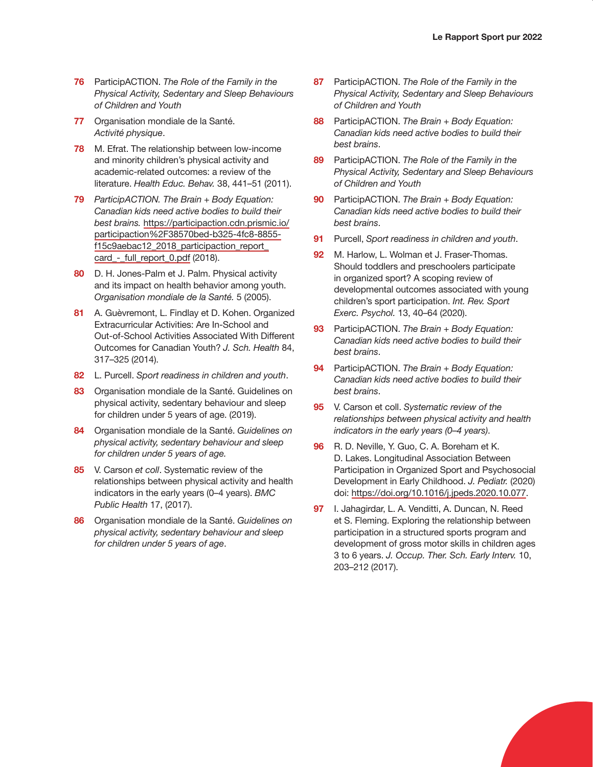76 ParticipACTION. *The Role of the Family in the Physical Activity, Sedentary and Sleep Behaviours of Children and Youth*

77 Organisation mondiale de la Santé. *Activité physique*.

78 M. Efrat. The relationship between low-income and minority children's physical activity and academic-related outcomes: a review of the literature. *Health Educ. Behav.* 38, 441–51 (2011).

79 *ParticipACTION. The Brain + Body Equation: Canadian kids need active bodies to build their best brains.* https://participaction.cdn.prismic.io/participaction%2F38570bed-b325-4fc8-8855-f15c9aebac12_2018_participaction_report_card_-_full_report_0.pdf (2018).

80 D. H. Jones-Palm et J. Palm. Physical activity and its impact on health behavior among youth. *Organisation mondiale de la Santé.* 5 (2005).

81 A. Guèvremont, L. Findlay et D. Kohen. Organized Extracurricular Activities: Are In-School and Out-of-School Activities Associated With Different Outcomes for Canadian Youth? *J. Sch. Health* 84, 317–325 (2014).

82 L. Purcell. *Sport readiness in children and youth*.

83 Organisation mondiale de la Santé. Guidelines on physical activity, sedentary behaviour and sleep for children under 5 years of age. (2019).

84 Organisation mondiale de la Santé. *Guidelines on physical activity, sedentary behaviour and sleep for children under 5 years of age.*

85 V. Carson *et coll*. Systematic review of the relationships between physical activity and health indicators in the early years (0–4 years). *BMC Public Health* 17, (2017).

86 Organisation mondiale de la Santé. *Guidelines on physical activity, sedentary behaviour and sleep for children under 5 years of age*.

87 ParticipACTION. *The Role of the Family in the Physical Activity, Sedentary and Sleep Behaviours of Children and Youth*

88 ParticipACTION. *The Brain + Body Equation: Canadian kids need active bodies to build their best brains*.

89 ParticipACTION. *The Role of the Family in the Physical Activity, Sedentary and Sleep Behaviours of Children and Youth*

90 ParticipACTION. *The Brain + Body Equation: Canadian kids need active bodies to build their best brains*.

91 Purcell, *Sport readiness in children and youth*.

92 M. Harlow, L. Wolman et J. Fraser-Thomas. Should toddlers and preschoolers participate in organized sport? A scoping review of developmental outcomes associated with young children's sport participation. *Int. Rev. Sport Exerc. Psychol.* 13, 40–64 (2020).

93 ParticipACTION. *The Brain + Body Equation: Canadian kids need active bodies to build their best brains*.

94 ParticipACTION. *The Brain + Body Equation: Canadian kids need active bodies to build their best brains*.

95 V. Carson et coll. *Systematic review of the relationships between physical activity and health indicators in the early years (0–4 years).*

96 R. D. Neville, Y. Guo, C. A. Boreham et K. D. Lakes. Longitudinal Association Between Participation in Organized Sport and Psychosocial Development in Early Childhood. *J. Pediatr.* (2020) doi: https://doi.org/10.1016/j.jpeds.2020.10.077.

97 I. Jahagirdar, L. A. Venditti, A. Duncan, N. Reed et S. Fleming. Exploring the relationship between participation in a structured sports program and development of gross motor skills in children ages 3 to 6 years. *J. Occup. Ther. Sch. Early Interv.* 10, 203–212 (2017).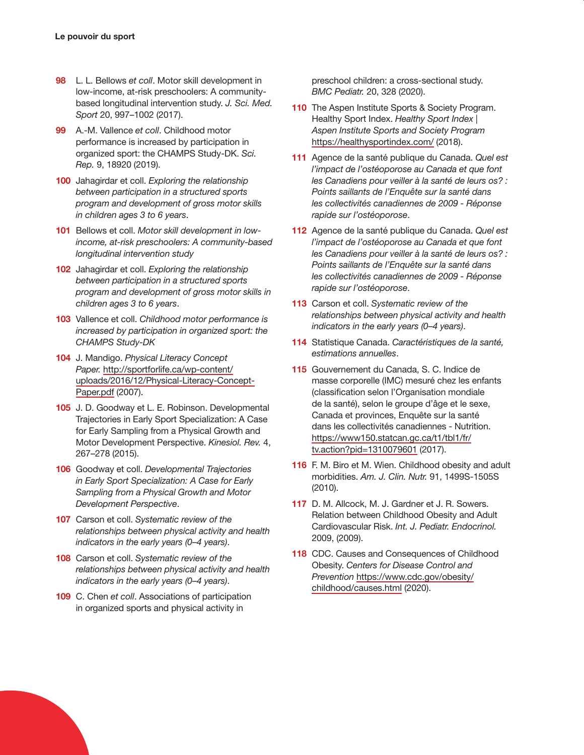98 L. L. Bellows *et coll*. Motor skill development in low-income, at-risk preschoolers: A community-based longitudinal intervention study. *J. Sci. Med. Sport* 20, 997–1002 (2017).

99 A.-M. Vallence *et coll*. Childhood motor performance is increased by participation in organized sport: the CHAMPS Study-DK. *Sci. Rep.* 9, 18920 (2019).

100 Jahagirdar et coll. *Exploring the relationship between participation in a structured sports program and development of gross motor skills in children ages 3 to 6 years*.

101 Bellows et coll. *Motor skill development in low-income, at-risk preschoolers: A community-based longitudinal intervention study*

102 Jahagirdar et coll. *Exploring the relationship between participation in a structured sports program and development of gross motor skills in children ages 3 to 6 years*.

103 Vallence et coll. *Childhood motor performance is increased by participation in organized sport: the CHAMPS Study-DK*

104 J. Mandigo. *Physical Literacy Concept Paper.* http://sportforlife.ca/wp-content/uploads/2016/12/Physical-Literacy-Concept-Paper.pdf (2007).

105 J. D. Goodway et L. E. Robinson. Developmental Trajectories in Early Sport Specialization: A Case for Early Sampling from a Physical Growth and Motor Development Perspective. *Kinesiol. Rev.* 4, 267–278 (2015).

106 Goodway et coll. *Developmental Trajectories in Early Sport Specialization: A Case for Early Sampling from a Physical Growth and Motor Development Perspective*.

107 Carson et coll. *Systematic review of the relationships between physical activity and health indicators in the early years (0–4 years)*.

108 Carson et coll. *Systematic review of the relationships between physical activity and health indicators in the early years (0–4 years)*.

109 C. Chen *et coll*. Associations of participation in organized sports and physical activity in preschool children: a cross-sectional study. *BMC Pediatr.* 20, 328 (2020).

110 The Aspen Institute Sports & Society Program. Healthy Sport Index. *Healthy Sport Index | Aspen Institute Sports and Society Program* https://healthysportindex.com/ (2018).

111 Agence de la santé publique du Canada. *Quel est l'impact de l'ostéoporose au Canada et que font les Canadiens pour veiller à la santé de leurs os? : Points saillants de l'Enquête sur la santé dans les collectivités canadiennes de 2009 - Réponse rapide sur l'ostéoporose*.

112 Agence de la santé publique du Canada. *Quel est l'impact de l'ostéoporose au Canada et que font les Canadiens pour veiller à la santé de leurs os? : Points saillants de l'Enquête sur la santé dans les collectivités canadiennes de 2009 - Réponse rapide sur l'ostéoporose*.

113 Carson et coll. *Systematic review of the relationships between physical activity and health indicators in the early years (0–4 years)*.

114 Statistique Canada. *Caractéristiques de la santé, estimations annuelles*.

115 Gouvernement du Canada, S. C. Indice de masse corporelle (IMC) mesuré chez les enfants (classification selon l'Organisation mondiale de la santé), selon le groupe d'âge et le sexe, Canada et provinces, Enquête sur la santé dans les collectivités canadiennes - Nutrition. https://www150.statcan.gc.ca/t1/tbl1/fr/tv.action?pid=1310079601 (2017).

116 F. M. Biro et M. Wien. Childhood obesity and adult morbidities. *Am. J. Clin. Nutr.* 91, 1499S-1505S (2010).

117 D. M. Allcock, M. J. Gardner et J. R. Sowers. Relation between Childhood Obesity and Adult Cardiovascular Risk. *Int. J. Pediatr. Endocrinol.* 2009, (2009).

118 CDC. Causes and Consequences of Childhood Obesity. *Centers for Disease Control and Prevention* https://www.cdc.gov/obesity/childhood/causes.html (2020).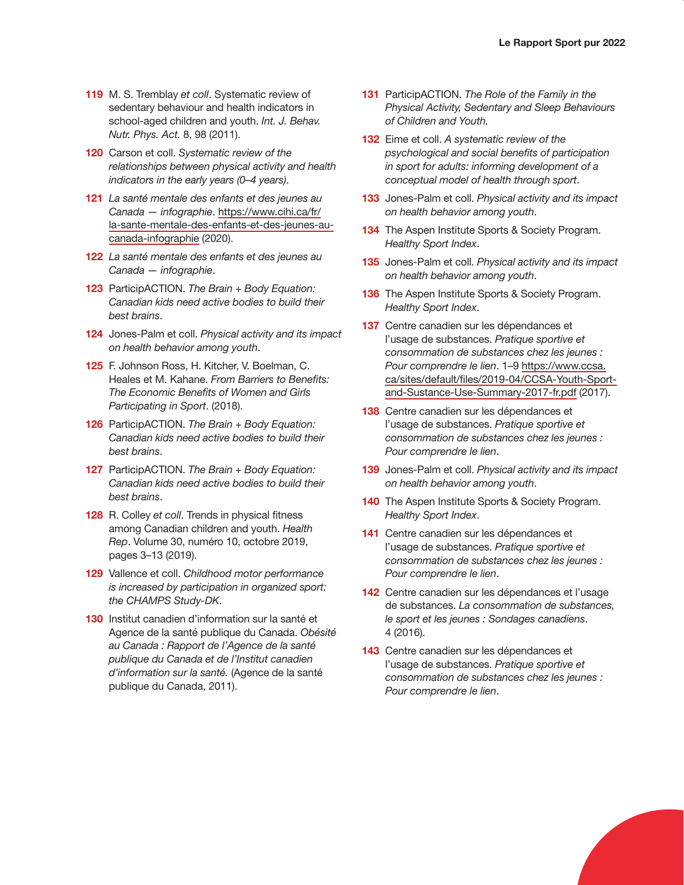**119** M. S. Tremblay *et coll*. Systematic review of sedentary behaviour and health indicators in school-aged children and youth. *Int. J. Behav. Nutr. Phys. Act.* 8, 98 (2011).

**120** Carson et coll. *Systematic review of the relationships between physical activity and health indicators in the early years (0–4 years)*.

**121** *La santé mentale des enfants et des jeunes au Canada — infographie*. https://www.cihi.ca/fr/la-sante-mentale-des-enfants-et-des-jeunes-au-canada-infographie (2020).

**122** *La santé mentale des enfants et des jeunes au Canada — infographie*.

**123** ParticipACTION. *The Brain + Body Equation: Canadian kids need active bodies to build their best brains*.

**124** Jones-Palm et coll. *Physical activity and its impact on health behavior among youth*.

**125** F. Johnson Ross, H. Kitcher, V. Boelman, C. Heales et M. Kahane. *From Barriers to Benefits: The Economic Benefits of Women and Girls Participating in Sport*. (2018).

**126** ParticipACTION. *The Brain + Body Equation: Canadian kids need active bodies to build their best brains*.

**127** ParticipACTION. *The Brain + Body Equation: Canadian kids need active bodies to build their best brains*.

**128** R. Colley *et coll*. Trends in physical fitness among Canadian children and youth. *Health Rep*. Volume 30, numéro 10, octobre 2019, pages 3–13 (2019).

**129** Vallence et coll. *Childhood motor performance is increased by participation in organized sport: the CHAMPS Study-DK*.

**130** Institut canadien d'information sur la santé et Agence de la santé publique du Canada. *Obésité au Canada : Rapport de l'Agence de la santé publique du Canada et de l'Institut canadien d'information sur la santé.* (Agence de la santé publique du Canada, 2011).

**131** ParticipACTION. *The Role of the Family in the Physical Activity, Sedentary and Sleep Behaviours of Children and Youth.*

**132** Eime et coll. *A systematic review of the psychological and social benefits of participation in sport for adults: informing development of a conceptual model of health through sport*.

**133** Jones-Palm et coll. *Physical activity and its impact on health behavior among youth*.

**134** The Aspen Institute Sports & Society Program. *Healthy Sport Index*.

**135** Jones-Palm et coll. *Physical activity and its impact on health behavior among youth*.

**136** The Aspen Institute Sports & Society Program. *Healthy Sport Index*.

**137** Centre canadien sur les dépendances et l'usage de substances. *Pratique sportive et consommation de substances chez les jeunes : Pour comprendre le lien*. 1–9 https://www.ccsa.ca/sites/default/files/2019-04/CCSA-Youth-Sport-and-Sustance-Use-Summary-2017-fr.pdf (2017).

**138** Centre canadien sur les dépendances et l'usage de substances. *Pratique sportive et consommation de substances chez les jeunes : Pour comprendre le lien*.

**139** Jones-Palm et coll. *Physical activity and its impact on health behavior among youth*.

**140** The Aspen Institute Sports & Society Program. *Healthy Sport Index*.

**141** Centre canadien sur les dépendances et l'usage de substances. *Pratique sportive et consommation de substances chez les jeunes : Pour comprendre le lien*.

**142** Centre canadien sur les dépendances et l'usage de substances. *La consommation de substances, le sport et les jeunes : Sondages canadiens*. 4 (2016).

**143** Centre canadien sur les dépendances et l'usage de substances. *Pratique sportive et consommation de substances chez les jeunes : Pour comprendre le lien*.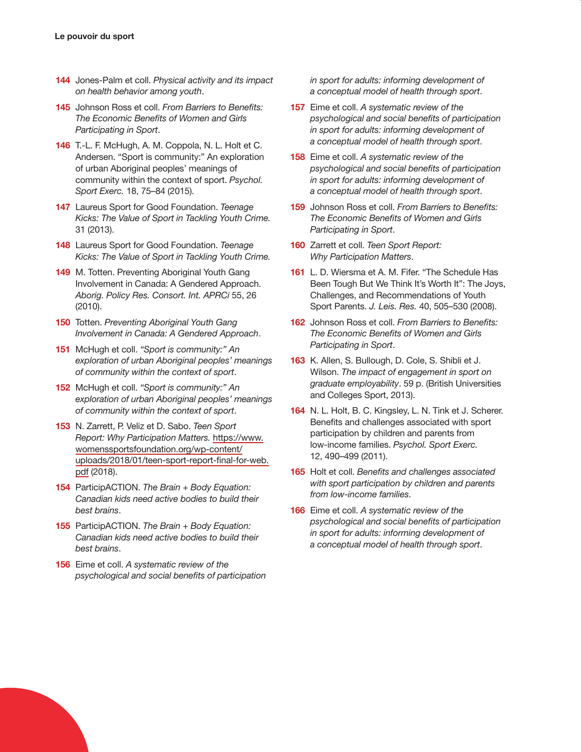144 Jones-Palm et coll. *Physical activity and its impact on health behavior among youth*.

145 Johnson Ross et coll. *From Barriers to Benefits: The Economic Benefits of Women and Girls Participating in Sport*.

146 T.-L. F. McHugh, A. M. Coppola, N. L. Holt et C. Andersen. “Sport is community:” An exploration of urban Aboriginal peoples’ meanings of community within the context of sport. *Psychol. Sport Exerc.* 18, 75–84 (2015).

147 Laureus Sport for Good Foundation. *Teenage Kicks: The Value of Sport in Tackling Youth Crime*. 31 (2013).

148 Laureus Sport for Good Foundation. *Teenage Kicks: The Value of Sport in Tackling Youth Crime*.

149 M. Totten. Preventing Aboriginal Youth Gang Involvement in Canada: A Gendered Approach. *Aborig. Policy Res. Consort. Int. APRCi* 55, 26 (2010).

150 Totten. *Preventing Aboriginal Youth Gang Involvement in Canada: A Gendered Approach*.

151 McHugh et coll. *“Sport is community:” An exploration of urban Aboriginal peoples’ meanings of community within the context of sport*.

152 McHugh et coll. *“Sport is community:” An exploration of urban Aboriginal peoples’ meanings of community within the context of sport*.

153 N. Zarrett, P. Veliz et D. Sabo. *Teen Sport Report: Why Participation Matters*. https://www.womenssportsfoundation.org/wp-content/uploads/2018/01/teen-sport-report-final-for-web.pdf (2018).

154 ParticipACTION. *The Brain + Body Equation: Canadian kids need active bodies to build their best brains*.

155 ParticipACTION. *The Brain + Body Equation: Canadian kids need active bodies to build their best brains*.

156 Eime et coll. *A systematic review of the psychological and social benefits of participation in sport for adults: informing development of a conceptual model of health through sport*.

157 Eime et coll. *A systematic review of the psychological and social benefits of participation in sport for adults: informing development of a conceptual model of health through sport*.

158 Eime et coll. *A systematic review of the psychological and social benefits of participation in sport for adults: informing development of a conceptual model of health through sport*.

159 Johnson Ross et coll. *From Barriers to Benefits: The Economic Benefits of Women and Girls Participating in Sport*.

160 Zarrett et coll. *Teen Sport Report: Why Participation Matters*.

161 L. D. Wiersma et A. M. Fifer. “The Schedule Has Been Tough But We Think It’s Worth It”: The Joys, Challenges, and Recommendations of Youth Sport Parents. *J. Leis. Res.* 40, 505–530 (2008).

162 Johnson Ross et coll. *From Barriers to Benefits: The Economic Benefits of Women and Girls Participating in Sport*.

163 K. Allen, S. Bullough, D. Cole, S. Shibli et J. Wilson. *The impact of engagement in sport on graduate employability*. 59 p. (British Universities and Colleges Sport, 2013).

164 N. L. Holt, B. C. Kingsley, L. N. Tink et J. Scherer. Benefits and challenges associated with sport participation by children and parents from low-income families. *Psychol. Sport Exerc.* 12, 490–499 (2011).

165 Holt et coll. *Benefits and challenges associated with sport participation by children and parents from low-income families*.

166 Eime et coll. *A systematic review of the psychological and social benefits of participation in sport for adults: informing development of a conceptual model of health through sport*.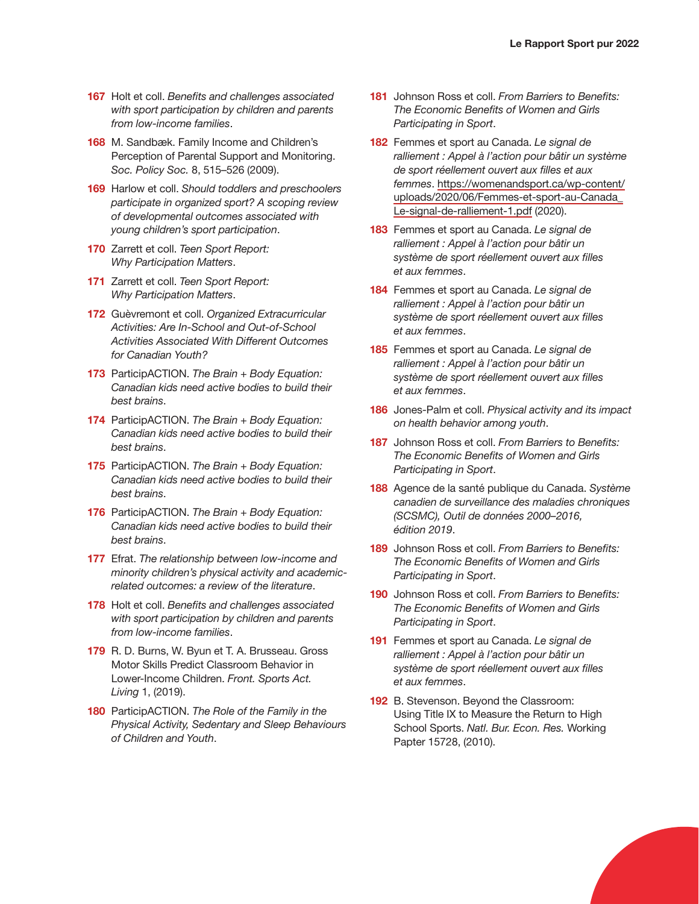**167** Holt et coll. *Benefits and challenges associated with sport participation by children and parents from low-income families*.

**168** M. Sandbæk. Family Income and Children's Perception of Parental Support and Monitoring. *Soc. Policy Soc.* 8, 515–526 (2009).

**169** Harlow et coll. *Should toddlers and preschoolers participate in organized sport? A scoping review of developmental outcomes associated with young children's sport participation*.

**170** Zarrett et coll. *Teen Sport Report: Why Participation Matters*.

**171** Zarrett et coll. *Teen Sport Report: Why Participation Matters*.

**172** Guèvremont et coll. *Organized Extracurricular Activities: Are In-School and Out-of-School Activities Associated With Different Outcomes for Canadian Youth?*

**173** ParticipACTION. *The Brain + Body Equation: Canadian kids need active bodies to build their best brains*.

**174** ParticipACTION. *The Brain + Body Equation: Canadian kids need active bodies to build their best brains*.

**175** ParticipACTION. *The Brain + Body Equation: Canadian kids need active bodies to build their best brains*.

**176** ParticipACTION. *The Brain + Body Equation: Canadian kids need active bodies to build their best brains*.

**177** Efrat. *The relationship between low-income and minority children's physical activity and academic-related outcomes: a review of the literature*.

**178** Holt et coll. *Benefits and challenges associated with sport participation by children and parents from low-income families*.

**179** R. D. Burns, W. Byun et T. A. Brusseau. Gross Motor Skills Predict Classroom Behavior in Lower-Income Children. *Front. Sports Act. Living* 1, (2019).

**180** ParticipACTION. *The Role of the Family in the Physical Activity, Sedentary and Sleep Behaviours of Children and Youth*.

**181** Johnson Ross et coll. *From Barriers to Benefits: The Economic Benefits of Women and Girls Participating in Sport*.

**182** Femmes et sport au Canada. *Le signal de ralliement : Appel à l'action pour bâtir un système de sport réellement ouvert aux filles et aux femmes*. https://womenandsport.ca/wp-content/uploads/2020/06/Femmes-et-sport-au-Canada_Le-signal-de-ralliement-1.pdf (2020).

**183** Femmes et sport au Canada. *Le signal de ralliement : Appel à l'action pour bâtir un système de sport réellement ouvert aux filles et aux femmes*.

**184** Femmes et sport au Canada. *Le signal de ralliement : Appel à l'action pour bâtir un système de sport réellement ouvert aux filles et aux femmes*.

**185** Femmes et sport au Canada. *Le signal de ralliement : Appel à l'action pour bâtir un système de sport réellement ouvert aux filles et aux femmes*.

**186** Jones-Palm et coll. *Physical activity and its impact on health behavior among youth*.

**187** Johnson Ross et coll. *From Barriers to Benefits: The Economic Benefits of Women and Girls Participating in Sport*.

**188** Agence de la santé publique du Canada. *Système canadien de surveillance des maladies chroniques (SCSMC), Outil de données 2000–2016, édition 2019*.

**189** Johnson Ross et coll. *From Barriers to Benefits: The Economic Benefits of Women and Girls Participating in Sport*.

**190** Johnson Ross et coll. *From Barriers to Benefits: The Economic Benefits of Women and Girls Participating in Sport*.

**191** Femmes et sport au Canada. *Le signal de ralliement : Appel à l'action pour bâtir un système de sport réellement ouvert aux filles et aux femmes*.

**192** B. Stevenson. Beyond the Classroom: Using Title IX to Measure the Return to High School Sports. *Natl. Bur. Econ. Res.* Working Paptер 15728, (2010).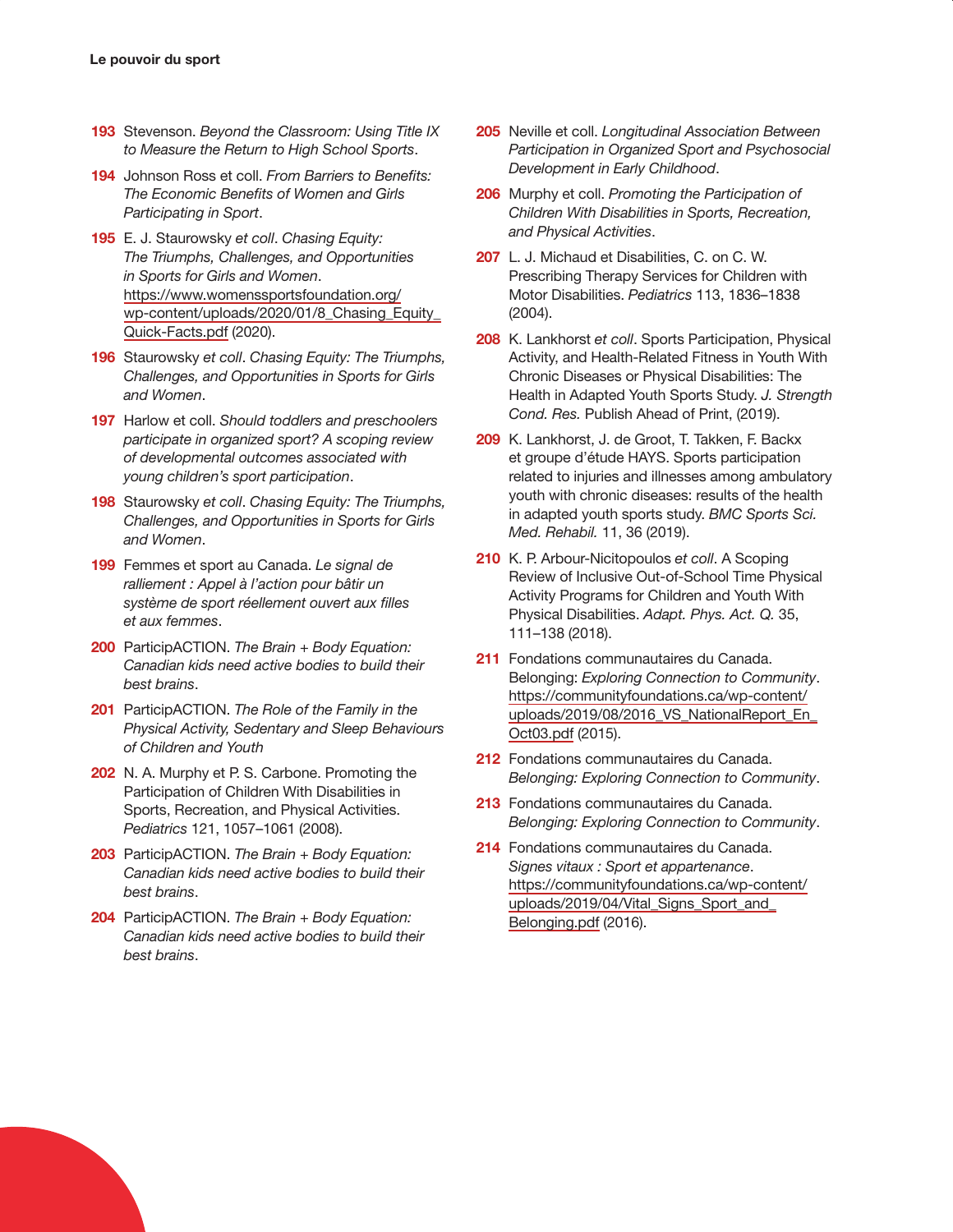193 Stevenson. *Beyond the Classroom: Using Title IX to Measure the Return to High School Sports*.

194 Johnson Ross et coll. *From Barriers to Benefits: The Economic Benefits of Women and Girls Participating in Sport*.

195 E. J. Staurowsky *et coll*. *Chasing Equity: The Triumphs, Challenges, and Opportunities in Sports for Girls and Women*. https://www.womenssportsfoundation.org/wp-content/uploads/2020/01/8_Chasing_Equity_Quick-Facts.pdf (2020).

196 Staurowsky *et coll*. *Chasing Equity: The Triumphs, Challenges, and Opportunities in Sports for Girls and Women*.

197 Harlow et coll. *Should toddlers and preschoolers participate in organized sport? A scoping review of developmental outcomes associated with young children's sport participation*.

198 Staurowsky *et coll*. *Chasing Equity: The Triumphs, Challenges, and Opportunities in Sports for Girls and Women*.

199 Femmes et sport au Canada. *Le signal de ralliement : Appel à l'action pour bâtir un système de sport réellement ouvert aux filles et aux femmes*.

200 ParticipACTION. *The Brain + Body Equation: Canadian kids need active bodies to build their best brains*.

201 ParticipACTION. *The Role of the Family in the Physical Activity, Sedentary and Sleep Behaviours of Children and Youth*

202 N. A. Murphy et P. S. Carbone. Promoting the Participation of Children With Disabilities in Sports, Recreation, and Physical Activities. *Pediatrics* 121, 1057–1061 (2008).

203 ParticipACTION. *The Brain + Body Equation: Canadian kids need active bodies to build their best brains*.

204 ParticipACTION. *The Brain + Body Equation: Canadian kids need active bodies to build their best brains*.

205 Neville et coll. *Longitudinal Association Between Participation in Organized Sport and Psychosocial Development in Early Childhood*.

206 Murphy et coll. *Promoting the Participation of Children With Disabilities in Sports, Recreation, and Physical Activities*.

207 L. J. Michaud et Disabilities, C. on C. W. Prescribing Therapy Services for Children with Motor Disabilities. *Pediatrics* 113, 1836–1838 (2004).

208 K. Lankhorst *et coll*. Sports Participation, Physical Activity, and Health-Related Fitness in Youth With Chronic Diseases or Physical Disabilities: The Health in Adapted Youth Sports Study. *J. Strength Cond. Res.* Publish Ahead of Print, (2019).

209 K. Lankhorst, J. de Groot, T. Takken, F. Backx et groupe d'étude HAYS. Sports participation related to injuries and illnesses among ambulatory youth with chronic diseases: results of the health in adapted youth sports study. *BMC Sports Sci. Med. Rehabil.* 11, 36 (2019).

210 K. P. Arbour-Nicitopoulos *et coll*. A Scoping Review of Inclusive Out-of-School Time Physical Activity Programs for Children and Youth With Physical Disabilities. *Adapt. Phys. Act. Q.* 35, 111–138 (2018).

211 Fondations communautaires du Canada. Belonging: *Exploring Connection to Community*. https://communityfoundations.ca/wp-content/uploads/2019/08/2016_VS_NationalReport_En_Oct03.pdf (2015).

212 Fondations communautaires du Canada. *Belonging: Exploring Connection to Community*.

213 Fondations communautaires du Canada. *Belonging: Exploring Connection to Community*.

214 Fondations communautaires du Canada. *Signes vitaux : Sport et appartenance*. https://communityfoundations.ca/wp-content/uploads/2019/04/Vital_Signs_Sport_and_Belonging.pdf (2016).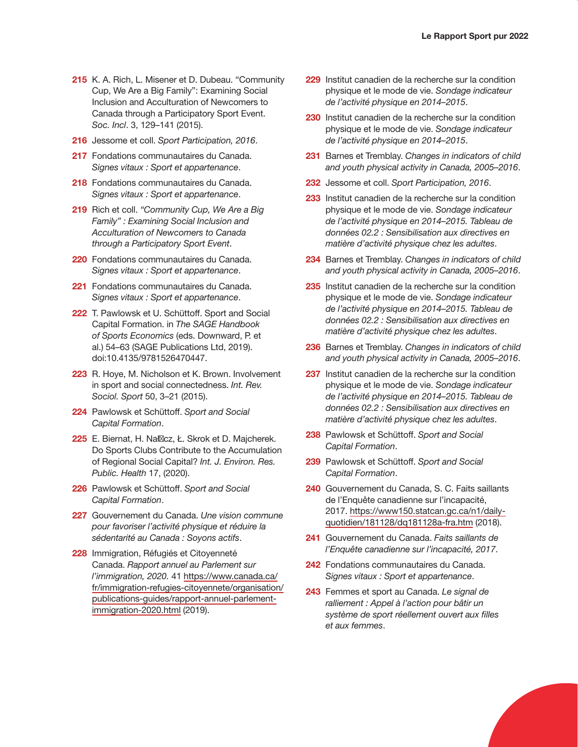**215** K. A. Rich, L. Misener et D. Dubeau. "Community Cup, We Are a Big Family": Examining Social Inclusion and Acculturation of Newcomers to Canada through a Participatory Sport Event. *Soc. Incl*. 3, 129–141 (2015).

**216** Jessome et coll. *Sport Participation, 2016*.

**217** Fondations communautaires du Canada. *Signes vitaux : Sport et appartenance*.

**218** Fondations communautaires du Canada. *Signes vitaux : Sport et appartenance*.

**219** Rich et coll. *"Community Cup, We Are a Big Family" : Examining Social Inclusion and Acculturation of Newcomers to Canada through a Participatory Sport Event*.

**220** Fondations communautaires du Canada. *Signes vitaux : Sport et appartenance*.

**221** Fondations communautaires du Canada. *Signes vitaux : Sport et appartenance*.

**222** T. Pawlowsk et U. Schüttoff. Sport and Social Capital Formation. in *The SAGE Handbook of Sports Economics* (eds. Downward, P. et al.) 54–63 (SAGE Publications Ltd, 2019). doi:10.4135/9781526470447.

**223** R. Hoye, M. Nicholson et K. Brown. Involvement in sport and social connectedness. *Int. Rev. Sociol. Sport* 50, 3–21 (2015).

**224** Pawlowsk et Schüttoff. *Sport and Social Capital Formation*.

**225** E. Biernat, H. Nałęcz, Ł. Skrok et D. Majcherek. Do Sports Clubs Contribute to the Accumulation of Regional Social Capital? *Int. J. Environ. Res. Public. Health* 17, (2020).

**226** Pawlowsk et Schüttoff. *Sport and Social Capital Formation*.

**227** Gouvernement du Canada. *Une vision commune pour favoriser l'activité physique et réduire la sédentarité au Canada : Soyons actifs*.

**228** Immigration, Réfugiés et Citoyenneté Canada. *Rapport annuel au Parlement sur l'immigration, 2020.* 41 https://www.canada.ca/fr/immigration-refugies-citoyennete/organisation/publications-guides/rapport-annuel-parlement-immigration-2020.html (2019).

**229** Institut canadien de la recherche sur la condition physique et le mode de vie. *Sondage indicateur de l'activité physique en 2014–2015*.

**230** Institut canadien de la recherche sur la condition physique et le mode de vie. *Sondage indicateur de l'activité physique en 2014–2015*.

**231** Barnes et Tremblay. *Changes in indicators of child and youth physical activity in Canada, 2005–2016*.

**232** Jessome et coll. *Sport Participation, 2016*.

**233** Institut canadien de la recherche sur la condition physique et le mode de vie. *Sondage indicateur de l'activité physique en 2014–2015. Tableau de données 02.2 : Sensibilisation aux directives en matière d'activité physique chez les adultes*.

**234** Barnes et Tremblay. *Changes in indicators of child and youth physical activity in Canada, 2005–2016*.

**235** Institut canadien de la recherche sur la condition physique et le mode de vie. *Sondage indicateur de l'activité physique en 2014–2015. Tableau de données 02.2 : Sensibilisation aux directives en matière d'activité physique chez les adultes*.

**236** Barnes et Tremblay. *Changes in indicators of child and youth physical activity in Canada, 2005–2016*.

**237** Institut canadien de la recherche sur la condition physique et le mode de vie. *Sondage indicateur de l'activité physique en 2014–2015. Tableau de données 02.2 : Sensibilisation aux directives en matière d'activité physique chez les adultes*.

**238** Pawlowsk et Schüttoff. *Sport and Social Capital Formation*.

**239** Pawlowsk et Schüttoff. *Sport and Social Capital Formation*.

**240** Gouvernement du Canada, S. C. Faits saillants de l'Enquête canadienne sur l'incapacité, 2017. https://www150.statcan.gc.ca/n1/daily-quotidien/181128/dq181128a-fra.htm (2018).

**241** Gouvernement du Canada. *Faits saillants de l'Enquête canadienne sur l'incapacité, 2017*.

**242** Fondations communautaires du Canada. *Signes vitaux : Sport et appartenance*.

**243** Femmes et sport au Canada. *Le signal de ralliement : Appel à l'action pour bâtir un système de sport réellement ouvert aux filles et aux femmes*.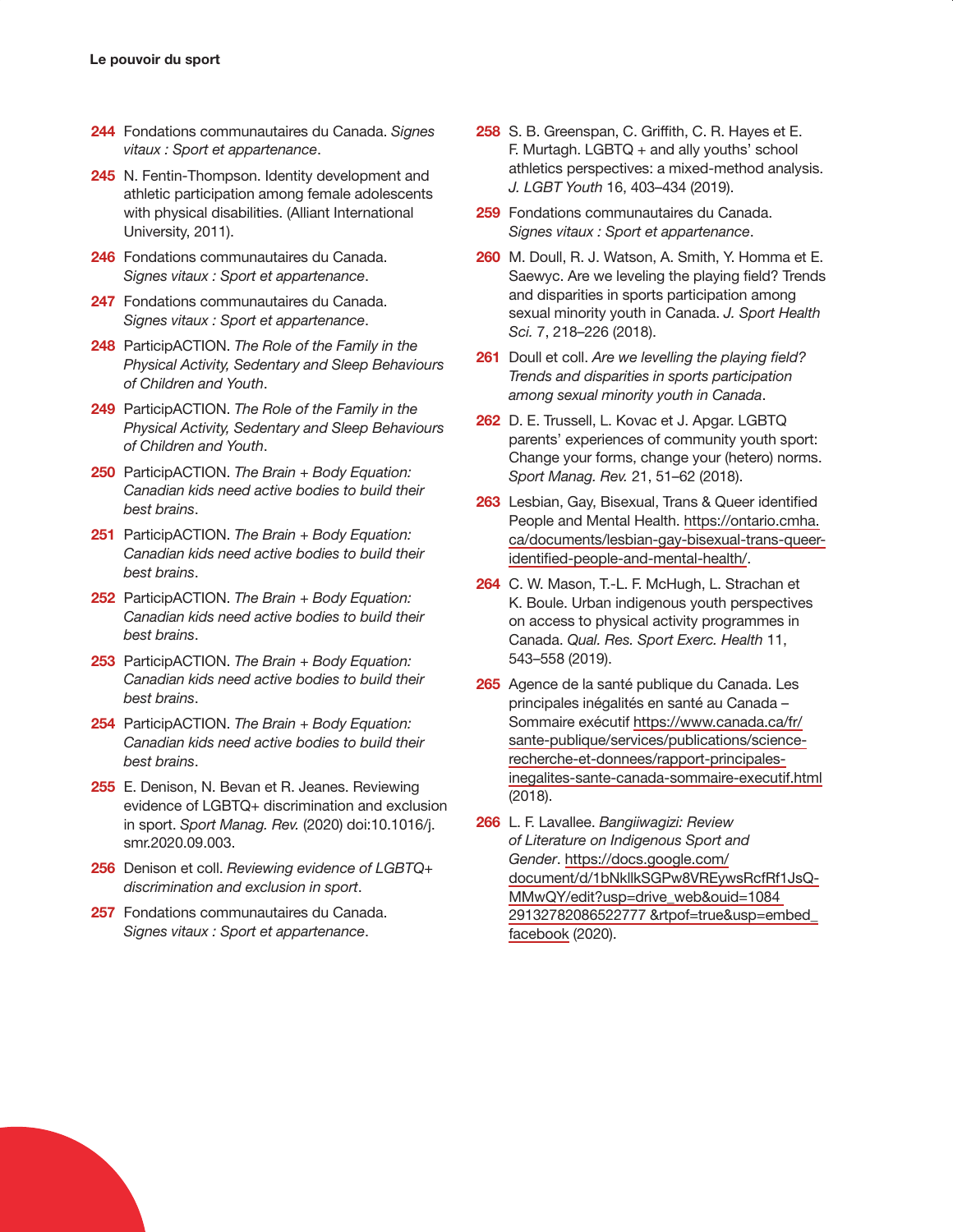244 Fondations communautaires du Canada. *Signes vitaux : Sport et appartenance*.

245 N. Fentin-Thompson. Identity development and athletic participation among female adolescents with physical disabilities. (Alliant International University, 2011).

246 Fondations communautaires du Canada. *Signes vitaux : Sport et appartenance*.

247 Fondations communautaires du Canada. *Signes vitaux : Sport et appartenance*.

248 ParticipACTION. *The Role of the Family in the Physical Activity, Sedentary and Sleep Behaviours of Children and Youth*.

249 ParticipACTION. *The Role of the Family in the Physical Activity, Sedentary and Sleep Behaviours of Children and Youth*.

250 ParticipACTION. *The Brain + Body Equation: Canadian kids need active bodies to build their best brains*.

251 ParticipACTION. *The Brain + Body Equation: Canadian kids need active bodies to build their best brains*.

252 ParticipACTION. *The Brain + Body Equation: Canadian kids need active bodies to build their best brains*.

253 ParticipACTION. *The Brain + Body Equation: Canadian kids need active bodies to build their best brains*.

254 ParticipACTION. *The Brain + Body Equation: Canadian kids need active bodies to build their best brains*.

255 E. Denison, N. Bevan et R. Jeanes. Reviewing evidence of LGBTQ+ discrimination and exclusion in sport. *Sport Manag. Rev.* (2020) doi:10.1016/j.smr.2020.09.003.

256 Denison et coll. *Reviewing evidence of LGBTQ+ discrimination and exclusion in sport*.

257 Fondations communautaires du Canada. *Signes vitaux : Sport et appartenance*.

258 S. B. Greenspan, C. Griffith, C. R. Hayes et E. F. Murtagh. LGBTQ + and ally youths' school athletics perspectives: a mixed-method analysis. *J. LGBT Youth* 16, 403–434 (2019).

259 Fondations communautaires du Canada. *Signes vitaux : Sport et appartenance*.

260 M. Doull, R. J. Watson, A. Smith, Y. Homma et E. Saewyc. Are we leveling the playing field? Trends and disparities in sports participation among sexual minority youth in Canada. *J. Sport Health Sci.* 7, 218–226 (2018).

261 Doull et coll. *Are we levelling the playing field? Trends and disparities in sports participation among sexual minority youth in Canada*.

262 D. E. Trussell, L. Kovac et J. Apgar. LGBTQ parents' experiences of community youth sport: Change your forms, change your (hetero) norms. *Sport Manag. Rev.* 21, 51–62 (2018).

263 Lesbian, Gay, Bisexual, Trans & Queer identified People and Mental Health. https://ontario.cmha.ca/documents/lesbian-gay-bisexual-trans-queer-identified-people-and-mental-health/.

264 C. W. Mason, T.-L. F. McHugh, L. Strachan et K. Boule. Urban indigenous youth perspectives on access to physical activity programmes in Canada. *Qual. Res. Sport Exerc. Health* 11, 543–558 (2019).

265 Agence de la santé publique du Canada. Les principales inégalités en santé au Canada – Sommaire exécutif https://www.canada.ca/fr/sante-publique/services/publications/science-recherche-et-donnees/rapport-principales-inegalites-sante-canada-sommaire-executif.html (2018).

266 L. F. Lavallee. *Bangiiwagizi: Review of Literature on Indigenous Sport and Gender*. https://docs.google.com/document/d/1bNkllkSGPw8VREywsRcfRf1JsQ-MMwQY/edit?usp=drive_web&ouid=1084 29132782086522777 &rtpof=true&usp=embed_facebook (2020).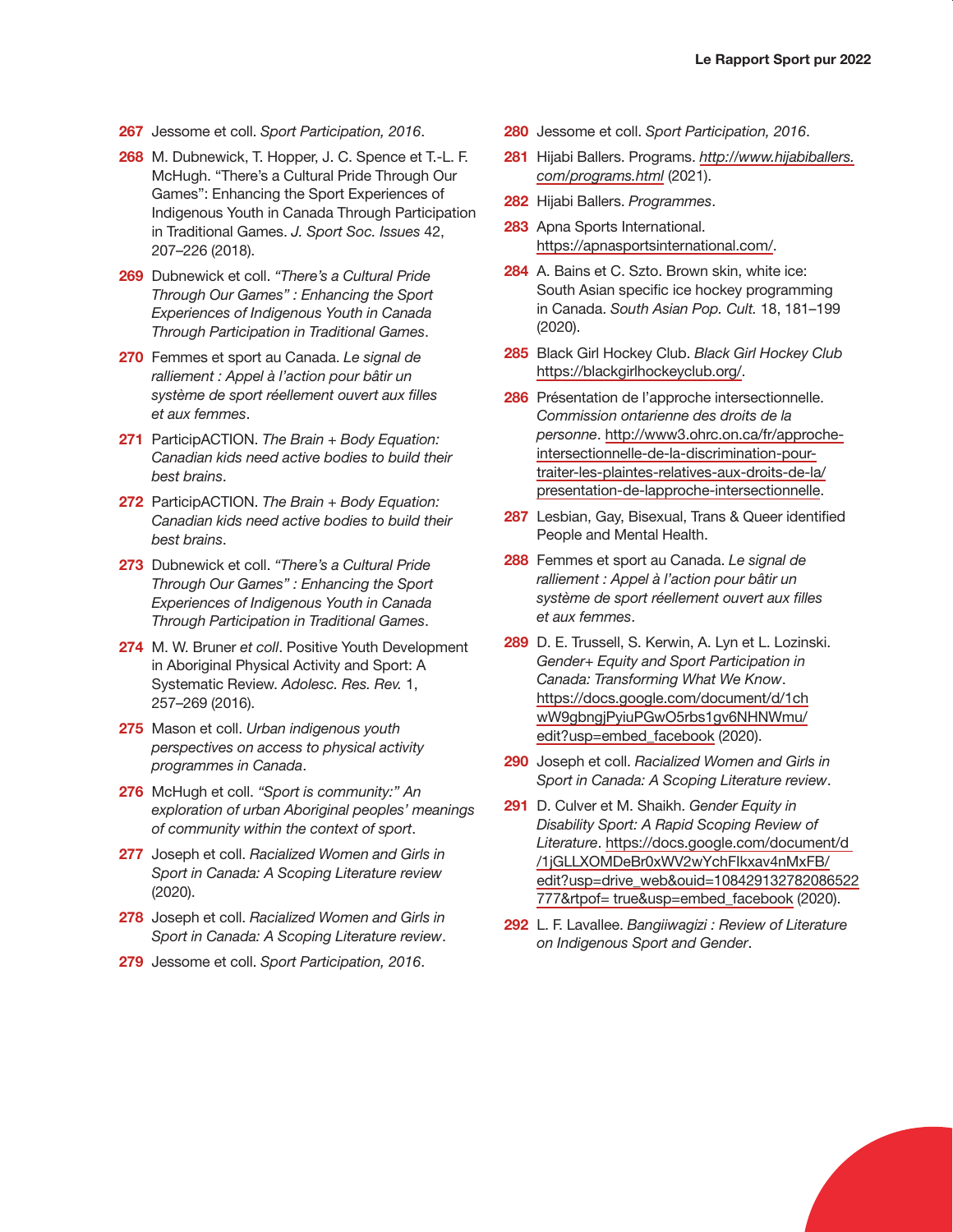267 Jessome et coll. *Sport Participation, 2016*.

268 M. Dubnewick, T. Hopper, J. C. Spence et T.-L. F. McHugh. "There's a Cultural Pride Through Our Games": Enhancing the Sport Experiences of Indigenous Youth in Canada Through Participation in Traditional Games. *J. Sport Soc. Issues* 42, 207–226 (2018).

269 Dubnewick et coll. *"There's a Cultural Pride Through Our Games" : Enhancing the Sport Experiences of Indigenous Youth in Canada Through Participation in Traditional Games*.

270 Femmes et sport au Canada. *Le signal de ralliement : Appel à l'action pour bâtir un système de sport réellement ouvert aux filles et aux femmes*.

271 ParticipACTION. *The Brain + Body Equation: Canadian kids need active bodies to build their best brains*.

272 ParticipACTION. *The Brain + Body Equation: Canadian kids need active bodies to build their best brains*.

273 Dubnewick et coll. *"There's a Cultural Pride Through Our Games" : Enhancing the Sport Experiences of Indigenous Youth in Canada Through Participation in Traditional Games*.

274 M. W. Bruner *et coll*. Positive Youth Development in Aboriginal Physical Activity and Sport: A Systematic Review. *Adolesc. Res. Rev.* 1, 257–269 (2016).

275 Mason et coll. *Urban indigenous youth perspectives on access to physical activity programmes in Canada*.

276 McHugh et coll. *"Sport is community:" An exploration of urban Aboriginal peoples' meanings of community within the context of sport*.

277 Joseph et coll. *Racialized Women and Girls in Sport in Canada: A Scoping Literature review* (2020).

278 Joseph et coll. *Racialized Women and Girls in Sport in Canada: A Scoping Literature review*.

279 Jessome et coll. *Sport Participation, 2016*.

280 Jessome et coll. *Sport Participation, 2016*.

281 Hijabi Ballers. Programs. *http://www.hijabiballers.com/programs.html* (2021).

282 Hijabi Ballers. *Programmes*.

283 Apna Sports International. https://apnasportsinternational.com/.

284 A. Bains et C. Szto. Brown skin, white ice: South Asian specific ice hockey programming in Canada. *South Asian Pop. Cult.* 18, 181–199 (2020).

285 Black Girl Hockey Club. *Black Girl Hockey Club* https://blackgirlhockeyclub.org/.

286 Présentation de l'approche intersectionnelle. *Commission ontarienne des droits de la personne*. http://www3.ohrc.on.ca/fr/approche-intersectionnelle-de-la-discrimination-pour-traiter-les-plaintes-relatives-aux-droits-de-la/presentation-de-lapproche-intersectionnelle.

287 Lesbian, Gay, Bisexual, Trans & Queer identified People and Mental Health.

288 Femmes et sport au Canada. *Le signal de ralliement : Appel à l'action pour bâtir un système de sport réellement ouvert aux filles et aux femmes*.

289 D. E. Trussell, S. Kerwin, A. Lyn et L. Lozinski. *Gender+ Equity and Sport Participation in Canada: Transforming What We Know*. https://docs.google.com/document/d/1chwW9gbngjPyiuPGwO5rbs1gv6NHNWmu/edit?usp=embed_facebook (2020).

290 Joseph et coll. *Racialized Women and Girls in Sport in Canada: A Scoping Literature review*.

291 D. Culver et M. Shaikh. *Gender Equity in Disability Sport: A Rapid Scoping Review of Literature*. https://docs.google.com/document/d/1jGLLXOMDeBr0xWV2wYchFIkxav4nMxFB/edit?usp=drive_web&ouid=108429132782086522777&rtpof= true&usp=embed_facebook (2020).

292 L. F. Lavallee. *Bangiiwagizi : Review of Literature on Indigenous Sport and Gender*.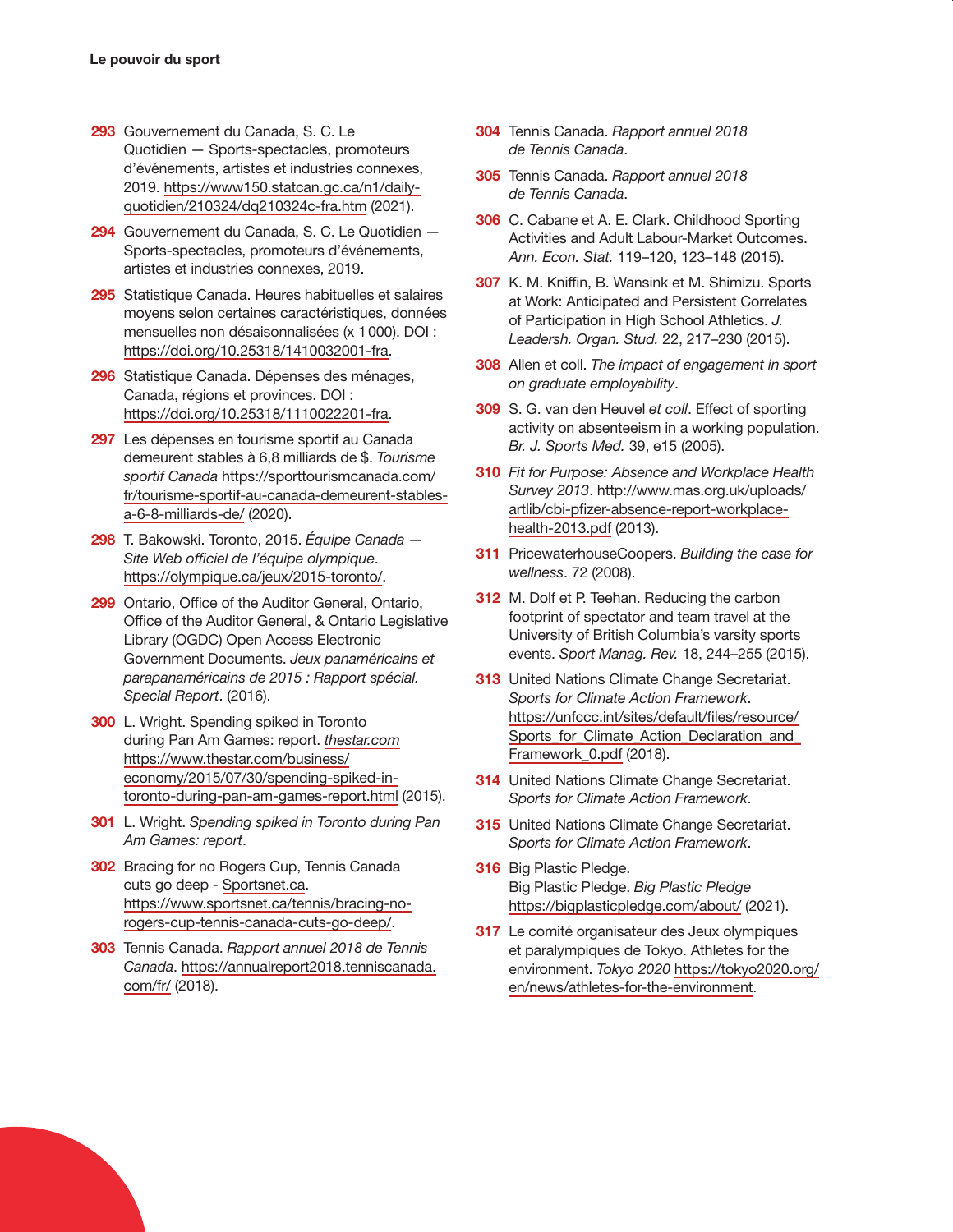**293** Gouvernement du Canada, S. C. Le Quotidien — Sports-spectacles, promoteurs d'événements, artistes et industries connexes, 2019. https://www150.statcan.gc.ca/n1/daily-quotidien/210324/dq210324c-fra.htm (2021).

**294** Gouvernement du Canada, S. C. Le Quotidien — Sports-spectacles, promoteurs d'événements, artistes et industries connexes, 2019.

**295** Statistique Canada. Heures habituelles et salaires moyens selon certaines caractéristiques, données mensuelles non désaisonnalisées (x 1 000). DOI : https://doi.org/10.25318/1410032001-fra.

**296** Statistique Canada. Dépenses des ménages, Canada, régions et provinces. DOI : https://doi.org/10.25318/1110022201-fra.

**297** Les dépenses en tourisme sportif au Canada demeurent stables à 6,8 milliards de $. *Tourisme sportif Canada* https://sporttourismcanada.com/fr/tourisme-sportif-au-canada-demeurent-stables-a-6-8-milliards-de/ (2020).

**298** T. Bakowski. Toronto, 2015. *Équipe Canada — Site Web officiel de l'équipe olympique*. https://olympique.ca/jeux/2015-toronto/.

**299** Ontario, Office of the Auditor General, Ontario, Office of the Auditor General, & Ontario Legislative Library (OGDC) Open Access Electronic Government Documents. *Jeux panaméricains et parapanaméricains de 2015 : Rapport spécial. Special Report*. (2016).

**300** L. Wright. Spending spiked in Toronto during Pan Am Games: report. *thestar.com* https://www.thestar.com/business/economy/2015/07/30/spending-spiked-in-toronto-during-pan-am-games-report.html (2015).

**301** L. Wright. *Spending spiked in Toronto during Pan Am Games: report*.

**302** Bracing for no Rogers Cup, Tennis Canada cuts go deep - Sportsnet.ca. https://www.sportsnet.ca/tennis/bracing-no-rogers-cup-tennis-canada-cuts-go-deep/.

**303** Tennis Canada. *Rapport annuel 2018 de Tennis Canada*. https://annualreport2018.tenniscanada.com/fr/ (2018).

**304** Tennis Canada. *Rapport annuel 2018 de Tennis Canada*.

**305** Tennis Canada. *Rapport annuel 2018 de Tennis Canada*.

**306** C. Cabane et A. E. Clark. Childhood Sporting Activities and Adult Labour-Market Outcomes. *Ann. Econ. Stat.* 119–120, 123–148 (2015).

**307** K. M. Kniffin, B. Wansink et M. Shimizu. Sports at Work: Anticipated and Persistent Correlates of Participation in High School Athletics. *J. Leadersh. Organ. Stud.* 22, 217–230 (2015).

**308** Allen et coll. *The impact of engagement in sport on graduate employability*.

**309** S. G. van den Heuvel *et coll*. Effect of sporting activity on absenteeism in a working population. *Br. J. Sports Med.* 39, e15 (2005).

**310** *Fit for Purpose: Absence and Workplace Health Survey 2013*. http://www.mas.org.uk/uploads/artlib/cbi-pfizer-absence-report-workplace-health-2013.pdf (2013).

**311** PricewaterhouseCoopers. *Building the case for wellness*. 72 (2008).

**312** M. Dolf et P. Teehan. Reducing the carbon footprint of spectator and team travel at the University of British Columbia's varsity sports events. *Sport Manag. Rev.* 18, 244–255 (2015).

**313** United Nations Climate Change Secretariat. *Sports for Climate Action Framework*. https://unfccc.int/sites/default/files/resource/Sports_for_Climate_Action_Declaration_and_Framework_0.pdf (2018).

**314** United Nations Climate Change Secretariat. *Sports for Climate Action Framework*.

**315** United Nations Climate Change Secretariat. *Sports for Climate Action Framework*.

**316** Big Plastic Pledge. Big Plastic Pledge. *Big Plastic Pledge* https://bigplasticpledge.com/about/ (2021).

**317** Le comité organisateur des Jeux olympiques et paralympiques de Tokyo. Athletes for the environment. *Tokyo 2020* https://tokyo2020.org/en/news/athletes-for-the-environment.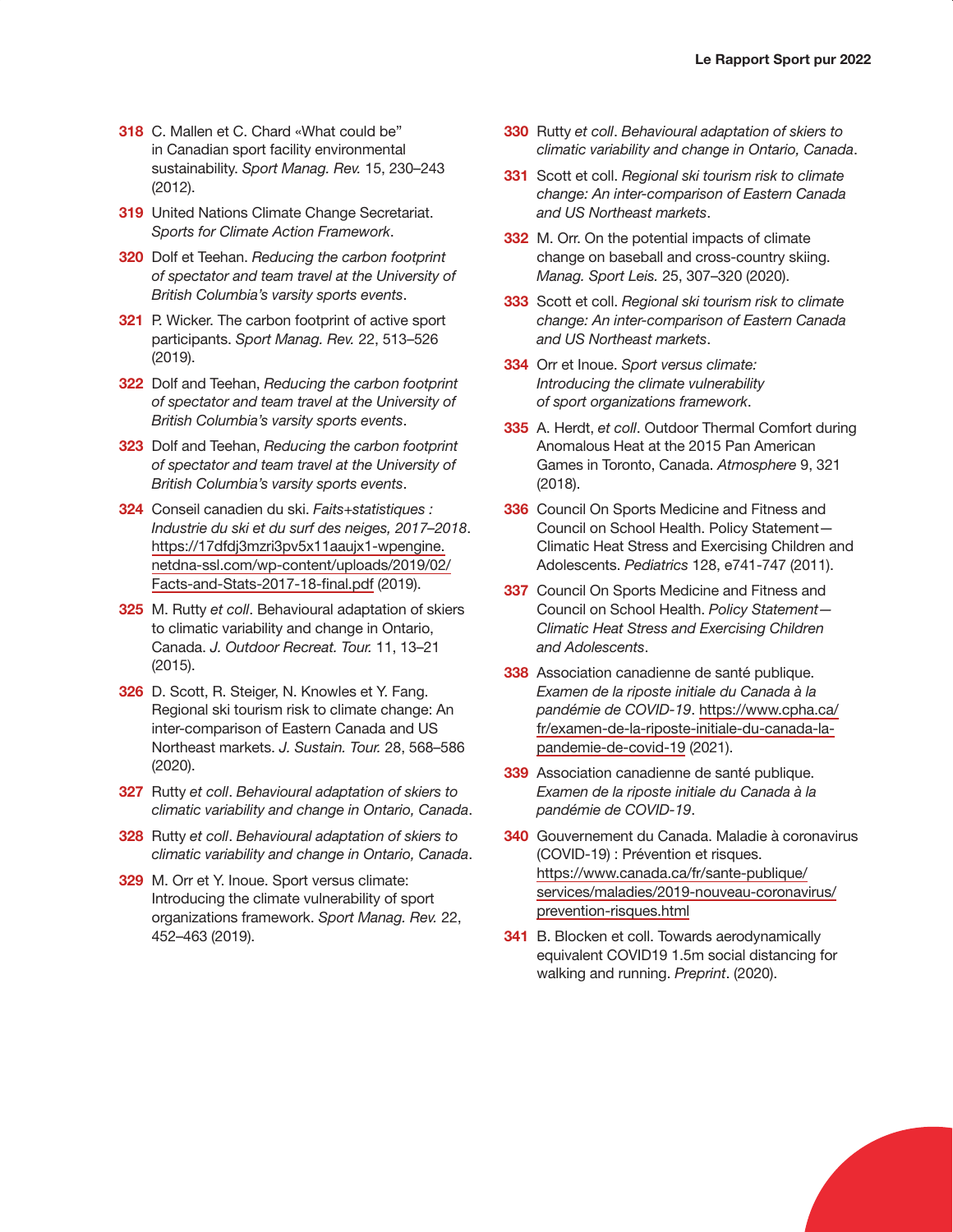**318** C. Mallen et C. Chard «What could be" in Canadian sport facility environmental sustainability. *Sport Manag. Rev.* 15, 230–243 (2012).

**319** United Nations Climate Change Secretariat. *Sports for Climate Action Framework*.

**320** Dolf et Teehan. *Reducing the carbon footprint of spectator and team travel at the University of British Columbia's varsity sports events*.

**321** P. Wicker. The carbon footprint of active sport participants. *Sport Manag. Rev.* 22, 513–526 (2019).

**322** Dolf and Teehan, *Reducing the carbon footprint of spectator and team travel at the University of British Columbia's varsity sports events*.

**323** Dolf and Teehan, *Reducing the carbon footprint of spectator and team travel at the University of British Columbia's varsity sports events*.

**324** Conseil canadien du ski. *Faits+statistiques : Industrie du ski et du surf des neiges, 2017–2018*. https://17dfdj3mzri3pv5x11aaujx1-wpengine.netdna-ssl.com/wp-content/uploads/2019/02/Facts-and-Stats-2017-18-final.pdf (2019).

**325** M. Rutty *et coll*. Behavioural adaptation of skiers to climatic variability and change in Ontario, Canada. *J. Outdoor Recreat. Tour.* 11, 13–21 (2015).

**326** D. Scott, R. Steiger, N. Knowles et Y. Fang. Regional ski tourism risk to climate change: An inter-comparison of Eastern Canada and US Northeast markets. *J. Sustain. Tour.* 28, 568–586 (2020).

**327** Rutty *et coll*. *Behavioural adaptation of skiers to climatic variability and change in Ontario, Canada*.

**328** Rutty *et coll*. *Behavioural adaptation of skiers to climatic variability and change in Ontario, Canada*.

**329** M. Orr et Y. Inoue. Sport versus climate: Introducing the climate vulnerability of sport organizations framework. *Sport Manag. Rev.* 22, 452–463 (2019).

**330** Rutty *et coll*. *Behavioural adaptation of skiers to climatic variability and change in Ontario, Canada*.

**331** Scott et coll. *Regional ski tourism risk to climate change: An inter-comparison of Eastern Canada and US Northeast markets*.

**332** M. Orr. On the potential impacts of climate change on baseball and cross-country skiing. *Manag. Sport Leis.* 25, 307–320 (2020).

**333** Scott et coll. *Regional ski tourism risk to climate change: An inter-comparison of Eastern Canada and US Northeast markets*.

**334** Orr et Inoue. *Sport versus climate: Introducing the climate vulnerability of sport organizations framework*.

**335** A. Herdt, *et coll*. Outdoor Thermal Comfort during Anomalous Heat at the 2015 Pan American Games in Toronto, Canada. *Atmosphere* 9, 321 (2018).

**336** Council On Sports Medicine and Fitness and Council on School Health. Policy Statement—Climatic Heat Stress and Exercising Children and Adolescents. *Pediatrics* 128, e741-747 (2011).

**337** Council On Sports Medicine and Fitness and Council on School Health. *Policy Statement—Climatic Heat Stress and Exercising Children and Adolescents*.

**338** Association canadienne de santé publique. *Examen de la riposte initiale du Canada à la pandémie de COVID-19*. https://www.cpha.ca/fr/examen-de-la-riposte-initiale-du-canada-la-pandemie-de-covid-19 (2021).

**339** Association canadienne de santé publique. *Examen de la riposte initiale du Canada à la pandémie de COVID-19*.

**340** Gouvernement du Canada. Maladie à coronavirus (COVID-19) : Prévention et risques. https://www.canada.ca/fr/sante-publique/services/maladies/2019-nouveau-coronavirus/prevention-risques.html

**341** B. Blocken et coll. Towards aerodynamically equivalent COVID19 1.5m social distancing for walking and running. *Preprint*. (2020).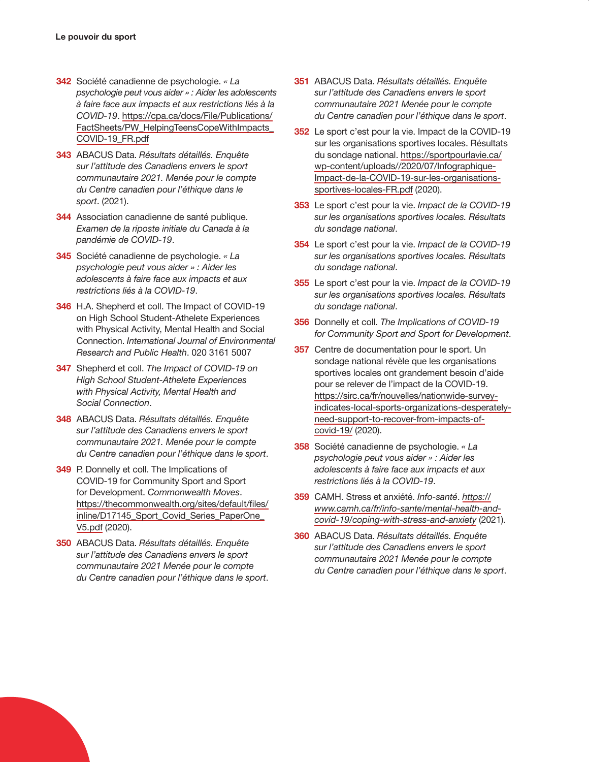342 Société canadienne de psychologie. *« La psychologie peut vous aider » : Aider les adolescents à faire face aux impacts et aux restrictions liés à la COVID-19*. https://cpa.ca/docs/File/Publications/FactSheets/PW_HelpingTeensCopeWithImpacts_COVID-19_FR.pdf

343 ABACUS Data. *Résultats détaillés. Enquête sur l'attitude des Canadiens envers le sport communautaire 2021. Menée pour le compte du Centre canadien pour l'éthique dans le sport*. (2021).

344 Association canadienne de santé publique. *Examen de la riposte initiale du Canada à la pandémie de COVID-19*.

345 Société canadienne de psychologie. *« La psychologie peut vous aider » : Aider les adolescents à faire face aux impacts et aux restrictions liés à la COVID-19*.

346 H.A. Shepherd et coll. The Impact of COVID-19 on High School Student-Athelete Experiences with Physical Activity, Mental Health and Social Connection. *International Journal of Environmental Research and Public Health*. 020 3161 5007

347 Shepherd et coll. *The Impact of COVID-19 on High School Student-Athelete Experiences with Physical Activity, Mental Health and Social Connection*.

348 ABACUS Data. *Résultats détaillés. Enquête sur l'attitude des Canadiens envers le sport communautaire 2021. Menée pour le compte du Centre canadien pour l'éthique dans le sport*.

349 P. Donnelly et coll. The Implications of COVID-19 for Community Sport and Sport for Development. *Commonwealth Moves*. https://thecommonwealth.org/sites/default/files/inline/D17145_Sport_Covid_Series_PaperOne_V5.pdf (2020).

350 ABACUS Data. *Résultats détaillés. Enquête sur l'attitude des Canadiens envers le sport communautaire 2021 Menée pour le compte du Centre canadien pour l'éthique dans le sport*.

351 ABACUS Data. *Résultats détaillés. Enquête sur l'attitude des Canadiens envers le sport communautaire 2021 Menée pour le compte du Centre canadien pour l'éthique dans le sport*.

352 Le sport c'est pour la vie. Impact de la COVID-19 sur les organisations sportives locales. Résultats du sondage national. https://sportpourlavie.ca/wp-content/uploads//2020/07/Infographique-Impact-de-la-COVID-19-sur-les-organisations-sportives-locales-FR.pdf (2020).

353 Le sport c'est pour la vie. *Impact de la COVID-19 sur les organisations sportives locales. Résultats du sondage national*.

354 Le sport c'est pour la vie. *Impact de la COVID-19 sur les organisations sportives locales. Résultats du sondage national*.

355 Le sport c'est pour la vie. *Impact de la COVID-19 sur les organisations sportives locales. Résultats du sondage national*.

356 Donnelly et coll. *The Implications of COVID-19 for Community Sport and Sport for Development*.

357 Centre de documentation pour le sport. Un sondage national révèle que les organisations sportives locales ont grandement besoin d'aide pour se relever de l'impact de la COVID-19. https://sirc.ca/fr/nouvelles/nationwide-survey-indicates-local-sports-organizations-desperately-need-support-to-recover-from-impacts-of-covid-19/ (2020).

358 Société canadienne de psychologie. *« La psychologie peut vous aider » : Aider les adolescents à faire face aux impacts et aux restrictions liés à la COVID-19*.

359 CAMH. Stress et anxiété. *Info-santé*. *https://www.camh.ca/fr/info-sante/mental-health-and-covid-19/coping-with-stress-and-anxiety* (2021).

360 ABACUS Data. *Résultats détaillés. Enquête sur l'attitude des Canadiens envers le sport communautaire 2021 Menée pour le compte du Centre canadien pour l'éthique dans le sport*.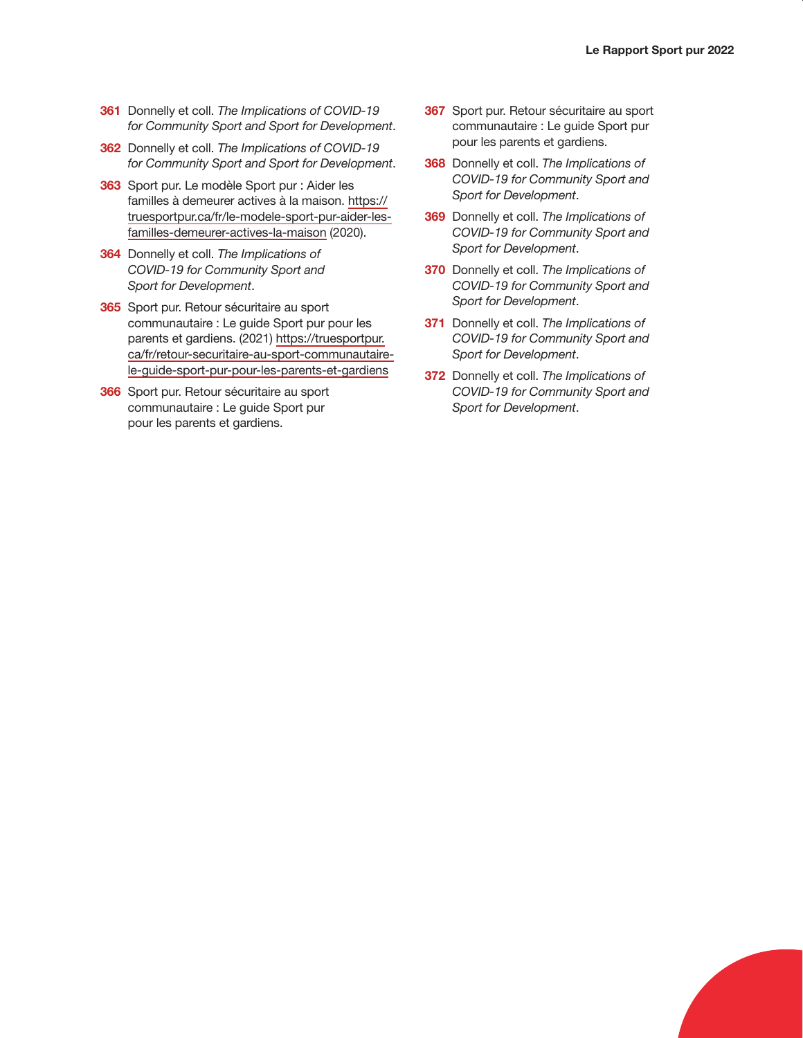**361** Donnelly et coll. *The Implications of COVID-19 for Community Sport and Sport for Development*.

**362** Donnelly et coll. *The Implications of COVID-19 for Community Sport and Sport for Development*.

**363** Sport pur. Le modèle Sport pur : Aider les familles à demeurer actives à la maison. https://truesportpur.ca/fr/le-modele-sport-pur-aider-les-familles-demeurer-actives-la-maison (2020).

**364** Donnelly et coll. *The Implications of COVID-19 for Community Sport and Sport for Development*.

**365** Sport pur. Retour sécuritaire au sport communautaire : Le guide Sport pur pour les parents et gardiens. (2021) https://truesportpur.ca/fr/retour-securitaire-au-sport-communautaire-le-guide-sport-pur-pour-les-parents-et-gardiens

**366** Sport pur. Retour sécuritaire au sport communautaire : Le guide Sport pur pour les parents et gardiens.

**367** Sport pur. Retour sécuritaire au sport communautaire : Le guide Sport pur pour les parents et gardiens.

**368** Donnelly et coll. *The Implications of COVID-19 for Community Sport and Sport for Development*.

**369** Donnelly et coll. *The Implications of COVID-19 for Community Sport and Sport for Development*.

**370** Donnelly et coll. *The Implications of COVID-19 for Community Sport and Sport for Development*.

**371** Donnelly et coll. *The Implications of COVID-19 for Community Sport and Sport for Development*.

**372** Donnelly et coll. *The Implications of COVID-19 for Community Sport and Sport for Development*.